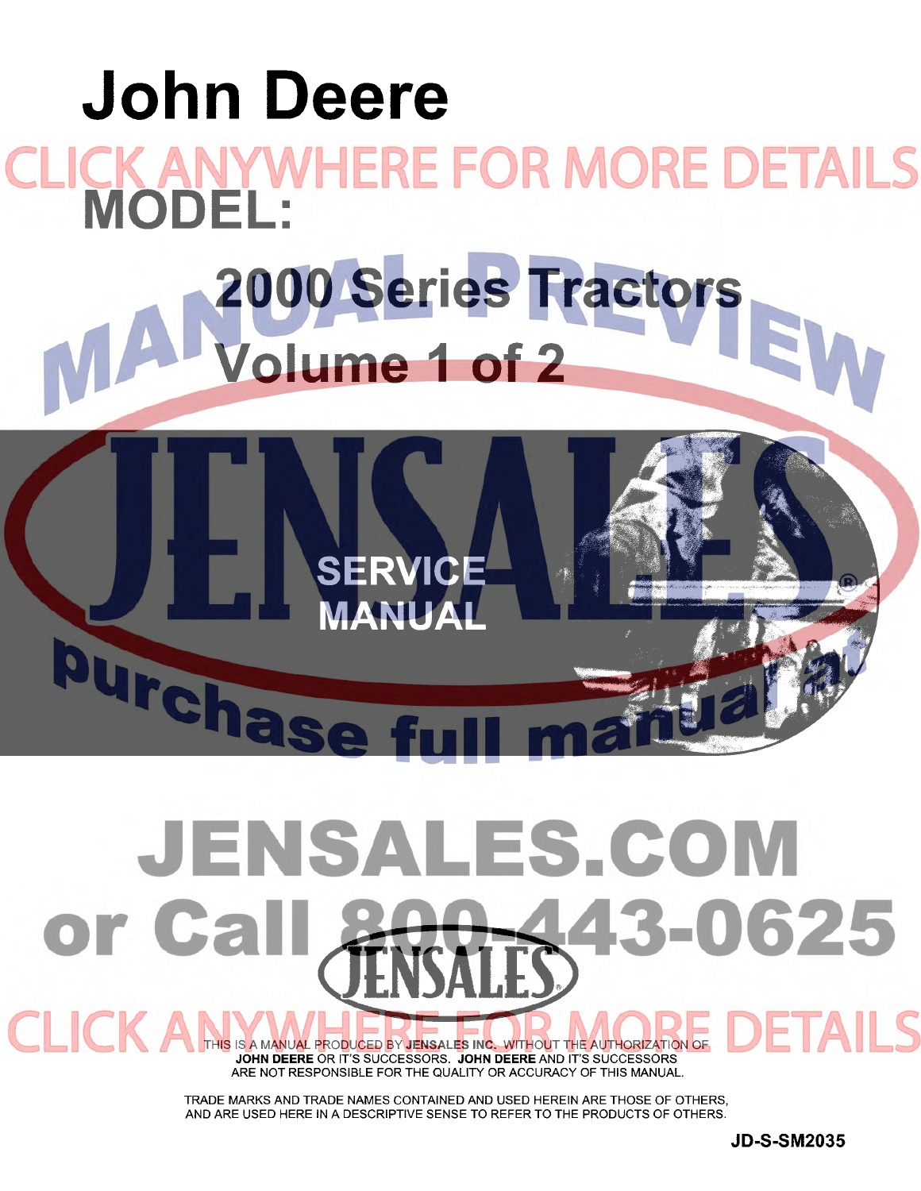# John Deere

CLICK ANYWHERE FOR MORE DETAILS

## MODEL:

## 2000 Series Tractors

## Volume 1 of 2

MANUAL PREVIEW

JENSALES

SERVICE MANUAL

purchase full manual at

JENSALES.COM

or Call 800-443-0625

JENSALES

CLICK ANYWHERE FOR MORE DETAILS

THIS IS A MANUAL PRODUCED BY **JENSALES INC.** WITHOUT THE AUTHORIZATION OF **JOHN DEERE** OR IT'S SUCCESSORS. **JOHN DEERE** AND IT'S SUCCESSORS ARE NOT RESPONSIBLE FOR THE QUALITY OR ACCURACY OF THIS MANUAL.

TRADE MARKS AND TRADE NAMES CONTAINED AND USED HEREIN ARE THOSE OF OTHERS, AND ARE USED HERE IN A DESCRIPTIVE SENSE TO REFER TO THE PRODUCTS OF OTHERS.

**JD-S-SM2035**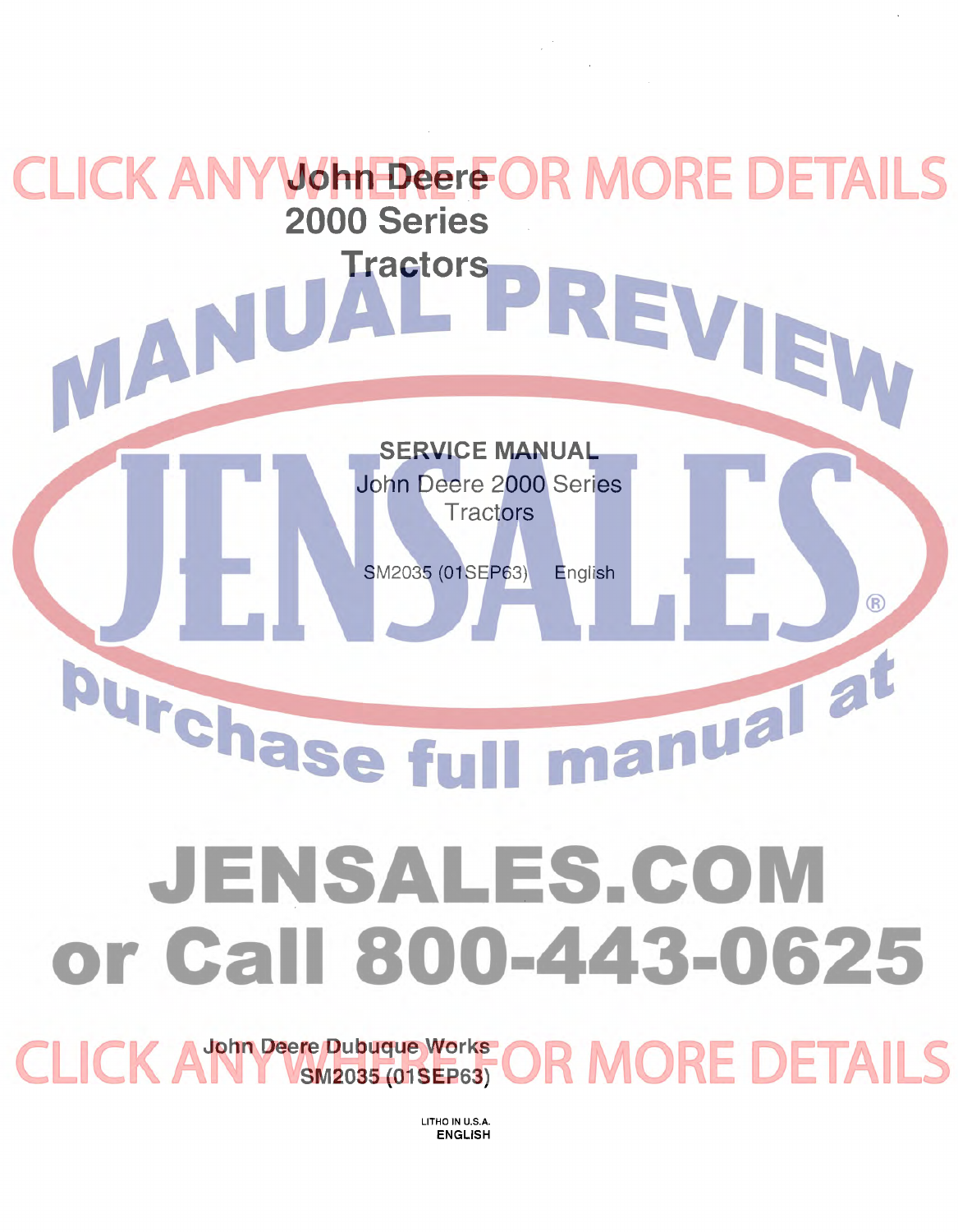# John Deere 2000 Series Tractors

## SERVICE MANUAL

John Deere 2000 Series Tractors

SM2035 (01SEP63) English

CLICK ANYWHERE FOR MORE DETAILS

MANUAL PREVIEW

JENSALES®

purchase full manual at

JENSALES.COM or Call 800-443-0625

CLICK ANYWHERE FOR MORE DETAILS

**John Deere Dubuque Works**
**SM2035 (01SEP63)**

LITHO IN U.S.A.
**ENGLISH**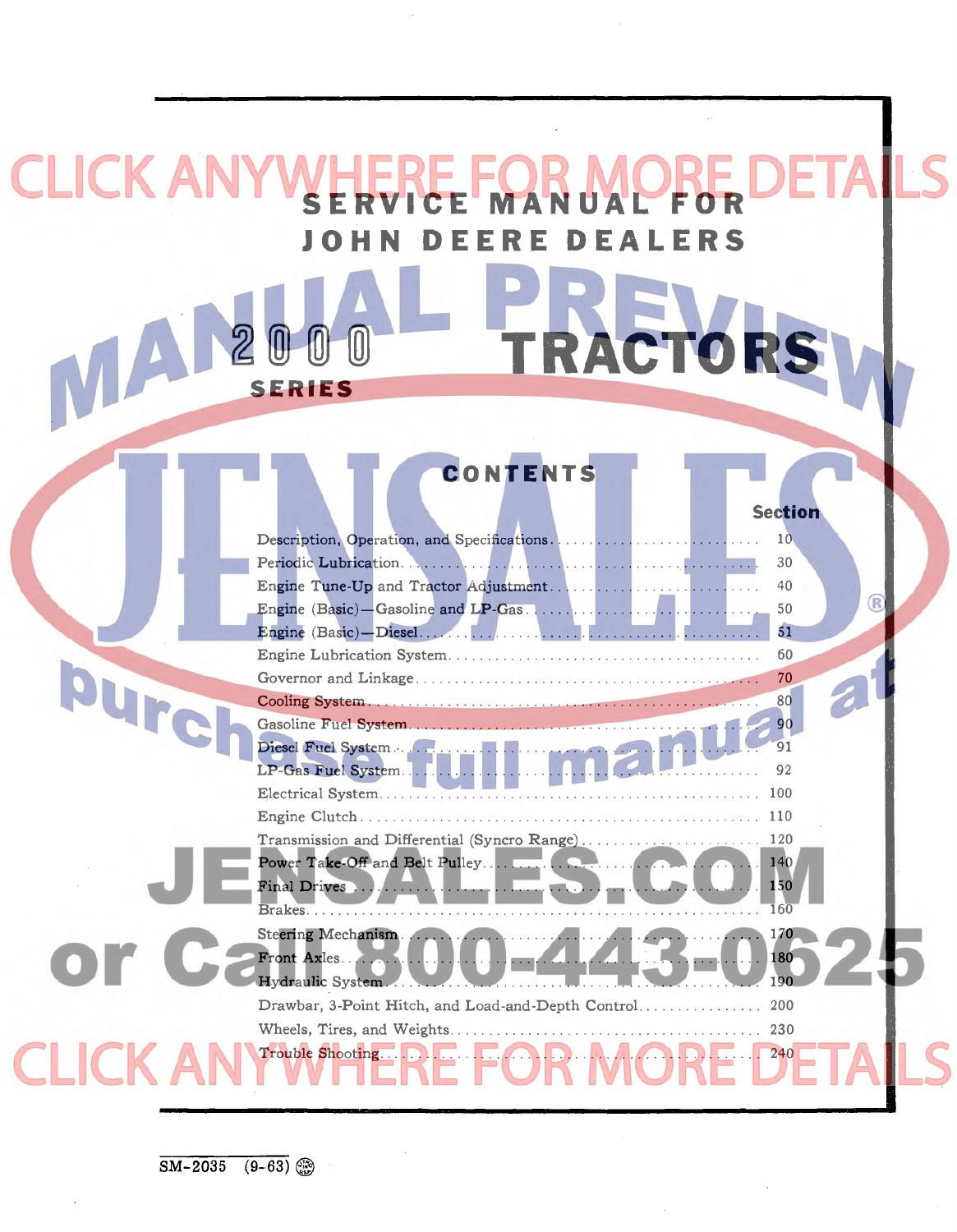# SERVICE MANUAL FOR JOHN DEERE DEALERS

# 2000 SERIES TRACTORS

## CONTENTS

| | Section |
|---|---|
| Description, Operation, and Specifications | 10 |
| Periodic Lubrication | 30 |
| Engine Tune-Up and Tractor Adjustment | 40 |
| Engine (Basic)—Gasoline and LP-Gas | 50 |
| Engine (Basic)—Diesel | 51 |
| Engine Lubrication System | 60 |
| Governor and Linkage | 70 |
| Cooling System | 80 |
| Gasoline Fuel System | 90 |
| Diesel Fuel System | 91 |
| LP-Gas Fuel System | 92 |
| Electrical System | 100 |
| Engine Clutch | 110 |
| Transmission and Differential (Syncro Range) | 120 |
| Power Take-Off and Belt Pulley | 140 |
| Final Drives | 150 |
| Brakes | 160 |
| Steering Mechanism | 170 |
| Front Axles | 180 |
| Hydraulic System | 190 |
| Drawbar, 3-Point Hitch, and Load-and-Depth Control | 200 |
| Wheels, Tires, and Weights | 230 |
| Trouble Shooting | 240 |

SM-2035 (9-63)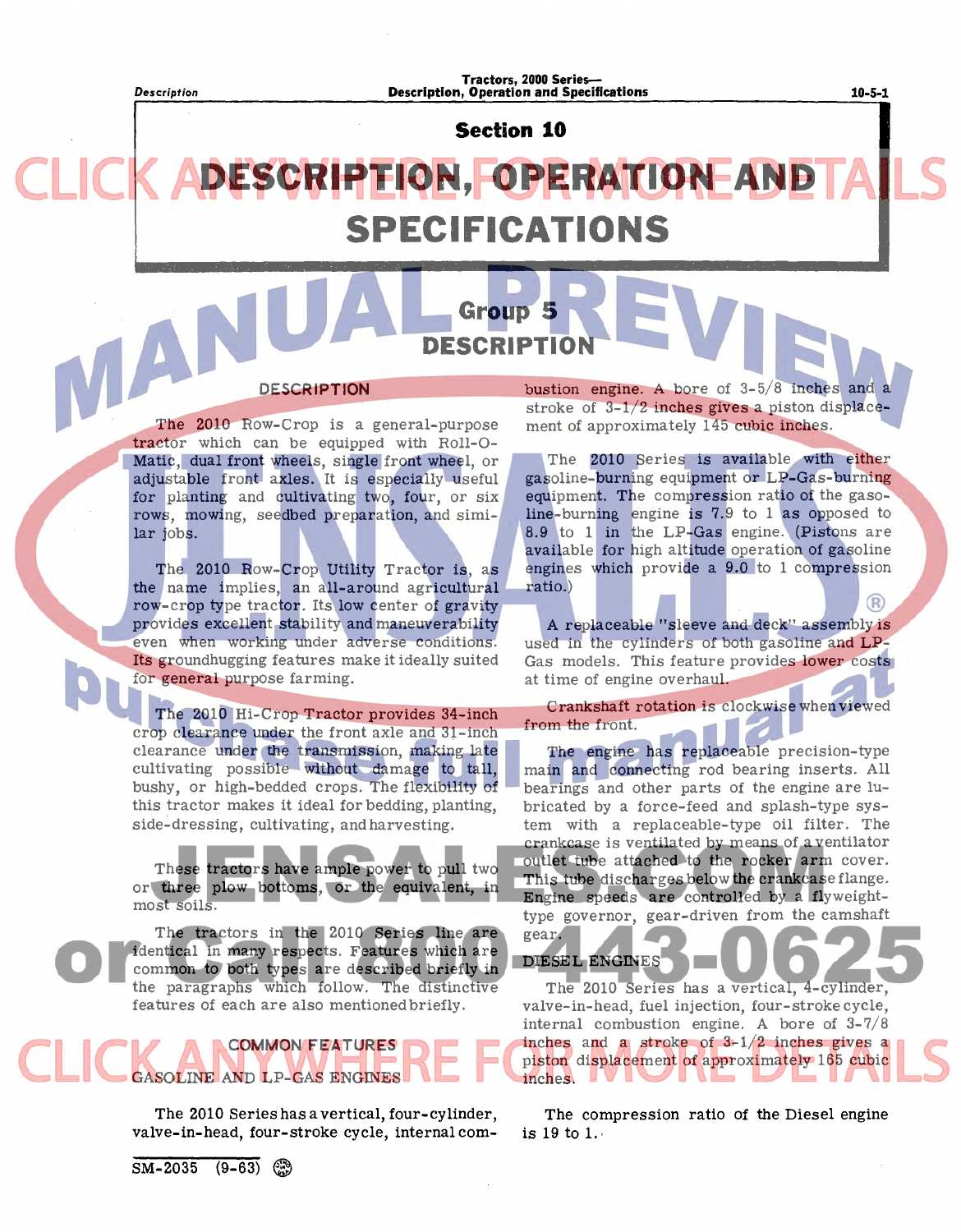# Section 10

# DESCRIPTION, OPERATION AND SPECIFICATIONS

## Group 5
## DESCRIPTION

### DESCRIPTION

The 2010 Row-Crop is a general-purpose tractor which can be equipped with Roll-O-Matic, dual front wheels, single front wheel, or adjustable front axles. It is especially useful for planting and cultivating two, four, or six rows, mowing, seedbed preparation, and similar jobs.

The 2010 Row-Crop Utility Tractor is, as the name implies, an all-around agricultural row-crop type tractor. Its low center of gravity provides excellent stability and maneuverability even when working under adverse conditions. Its groundhugging features make it ideally suited for general purpose farming.

The 2010 Hi-Crop Tractor provides 34-inch crop clearance under the front axle and 31-inch clearance under the transmission, making late cultivating possible without damage to tall, bushy, or high-bedded crops. The flexibility of this tractor makes it ideal for bedding, planting, side-dressing, cultivating, and harvesting.

These tractors have ample power to pull two or three plow bottoms, or the equivalent, in most soils.

The tractors in the 2010 Series line are identical in many respects. Features which are common to both types are described briefly in the paragraphs which follow. The distinctive features of each are also mentioned briefly.

### COMMON FEATURES

#### GASOLINE AND LP-GAS ENGINES

The 2010 Series has a vertical, four-cylinder, valve-in-head, four-stroke cycle, internal combustion engine. A bore of 3-5/8 inches and a stroke of 3-1/2 inches gives a piston displacement of approximately 145 cubic inches.

The 2010 Series is available with either gasoline-burning equipment or LP-Gas-burning equipment. The compression ratio of the gasoline-burning engine is 7.9 to 1 as opposed to 8.9 to 1 in the LP-Gas engine. (Pistons are available for high altitude operation of gasoline engines which provide a 9.0 to 1 compression ratio.)

A replaceable "sleeve and deck" assembly is used in the cylinders of both gasoline and LP-Gas models. This feature provides lower costs at time of engine overhaul.

Crankshaft rotation is clockwise when viewed from the front.

The engine has replaceable precision-type main and connecting rod bearing inserts. All bearings and other parts of the engine are lubricated by a force-feed and splash-type system with a replaceable-type oil filter. The crankcase is ventilated by means of a ventilator outlet tube attached to the rocker arm cover. This tube discharges below the crankcase flange. Engine speeds are controlled by a flyweight-type governor, gear-driven from the camshaft gear.

#### DIESEL ENGINES

The 2010 Series has a vertical, 4-cylinder, valve-in-head, fuel injection, four-stroke cycle, internal combustion engine. A bore of 3-7/8 inches and a stroke of 3-1/2 inches gives a piston displacement of approximately 165 cubic inches.

The compression ratio of the Diesel engine is 19 to 1.

SM-2035 (9-63)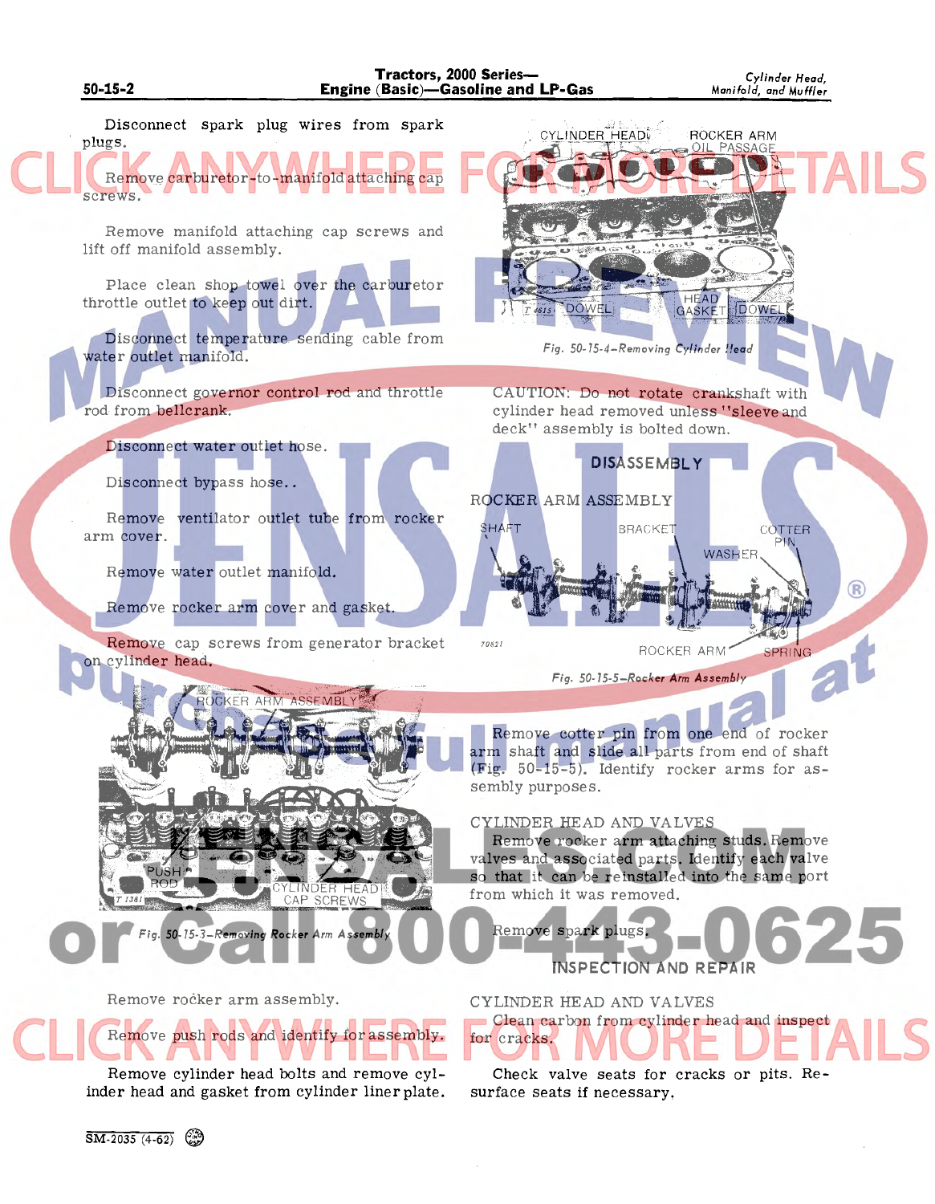Disconnect spark plug wires from spark plugs.

Remove carburetor-to-manifold attaching cap screws.

Remove manifold attaching cap screws and lift off manifold assembly.

Place clean shop towel over the carburetor throttle outlet to keep out dirt.

Disconnect temperature sending cable from water outlet manifold.

Disconnect governor control rod and throttle rod from bellcrank.

Disconnect water outlet hose.

Disconnect bypass hose..

Remove ventilator outlet tube from rocker arm cover.

Remove water outlet manifold.

Remove rocker arm cover and gasket.

Remove cap screws from generator bracket on cylinder head.

*Fig. 50-15-3—Removing Rocker Arm Assembly*

Remove rocker arm assembly.

Remove push rods and identify for assembly.

Remove cylinder head bolts and remove cylinder head and gasket from cylinder liner plate.

*Fig. 50-15-4—Removing Cylinder Head*

CAUTION: Do not rotate crankshaft with cylinder head removed unless "sleeve and deck" assembly is bolted down.

## DISASSEMBLY

### ROCKER ARM ASSEMBLY

*Fig. 50-15-5—Rocker Arm Assembly*

Remove cotter pin from one end of rocker arm shaft and slide all parts from end of shaft (Fig. 50-15-5). Identify rocker arms for assembly purposes.

### CYLINDER HEAD AND VALVES

Remove rocker arm attaching studs. Remove valves and associated parts. Identify each valve so that it can be reinstalled into the same port from which it was removed.

Remove spark plugs.

## INSPECTION AND REPAIR

### CYLINDER HEAD AND VALVES

Clean carbon from cylinder head and inspect for cracks.

Check valve seats for cracks or pits. Resurface seats if necessary.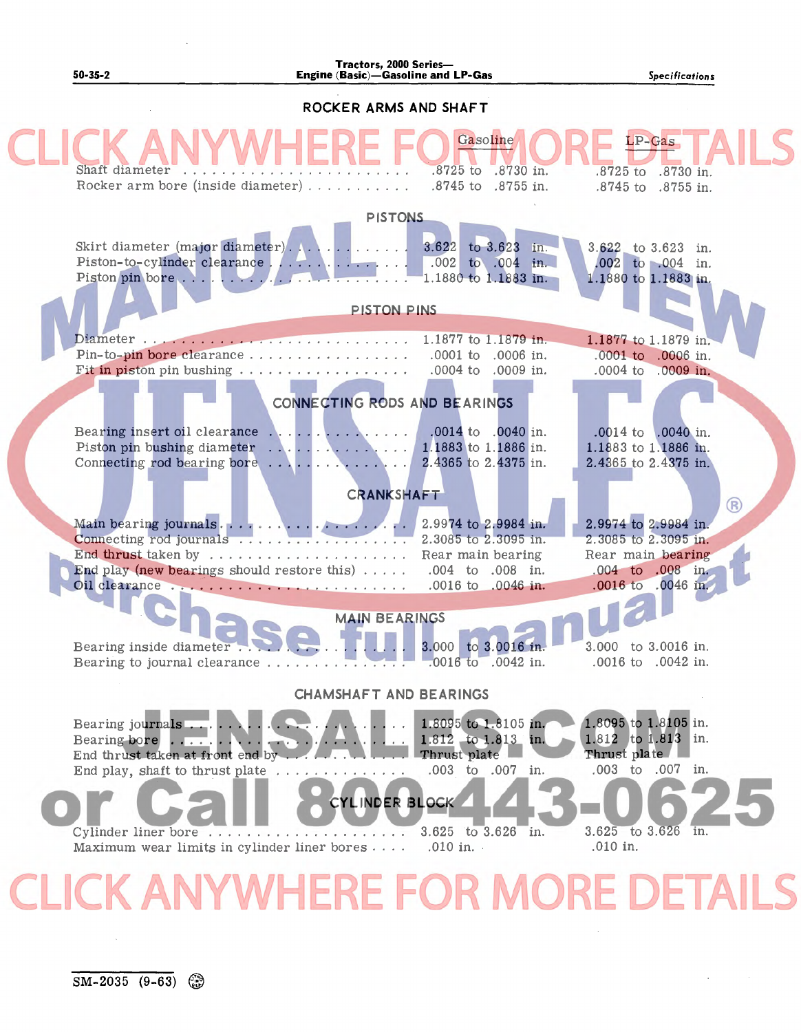## ROCKER ARMS AND SHAFT

| | Gasoline | LP-Gas |
|---|---|---|
| Shaft diameter | .8725 to .8730 in. | .8725 to .8730 in. |
| Rocker arm bore (inside diameter) | .8745 to .8755 in. | .8745 to .8755 in. |

## PISTONS

| | Gasoline | LP-Gas |
|---|---|---|
| Skirt diameter (major diameter) | 3.622 to 3.623 in. | 3.622 to 3.623 in. |
| Piston-to-cylinder clearance | .002 to .004 in. | .002 to .004 in. |
| Piston pin bore | 1.1880 to 1.1883 in. | 1.1880 to 1.1883 in. |

## PISTON PINS

| | Gasoline | LP-Gas |
|---|---|---|
| Diameter | 1.1877 to 1.1879 in. | 1.1877 to 1.1879 in. |
| Pin-to-pin bore clearance | .0001 to .0006 in. | .0001 to .0006 in. |
| Fit in piston pin bushing | .0004 to .0009 in. | .0004 to .0009 in. |

## CONNECTING RODS AND BEARINGS

| | Gasoline | LP-Gas |
|---|---|---|
| Bearing insert oil clearance | .0014 to .0040 in. | .0014 to .0040 in. |
| Piston pin bushing diameter | 1.1883 to 1.1886 in. | 1.1883 to 1.1886 in. |
| Connecting rod bearing bore | 2.4365 to 2.4375 in. | 2.4365 to 2.4375 in. |

## CRANKSHAFT

| | Gasoline | LP-Gas |
|---|---|---|
| Main bearing journals | 2.9974 to 2.9984 in. | 2.9974 to 2.9984 in. |
| Connecting rod journals | 2.3085 to 2.3095 in. | 2.3085 to 2.3095 in. |
| End thrust taken by | Rear main bearing | Rear main bearing |
| End play (new bearings should restore this) | .004 to .008 in. | .004 to .008 in. |
| Oil clearance | .0016 to .0046 in. | .0016 to .0046 in. |

## MAIN BEARINGS

| | Gasoline | LP-Gas |
|---|---|---|
| Bearing inside diameter | 3.000 to 3.0016 in. | 3.000 to 3.0016 in. |
| Bearing to journal clearance | .0016 to .0042 in. | .0016 to .0042 in. |

## CHAMSHAFT AND BEARINGS

| | Gasoline | LP-Gas |
|---|---|---|
| Bearing journals | 1.8095 to 1.8105 in. | 1.8095 to 1.8105 in. |
| Bearing bore | 1.812 to 1.813 in. | 1.812 to 1.813 in. |
| End thrust taken at front end by | Thrust plate | Thrust plate |
| End play, shaft to thrust plate | .003 to .007 in. | .003 to .007 in. |

## CYLINDER BLOCK

| | Gasoline | LP-Gas |
|---|---|---|
| Cylinder liner bore | 3.625 to 3.626 in. | 3.625 to 3.626 in. |
| Maximum wear limits in cylinder liner bores | .010 in. | .010 in. |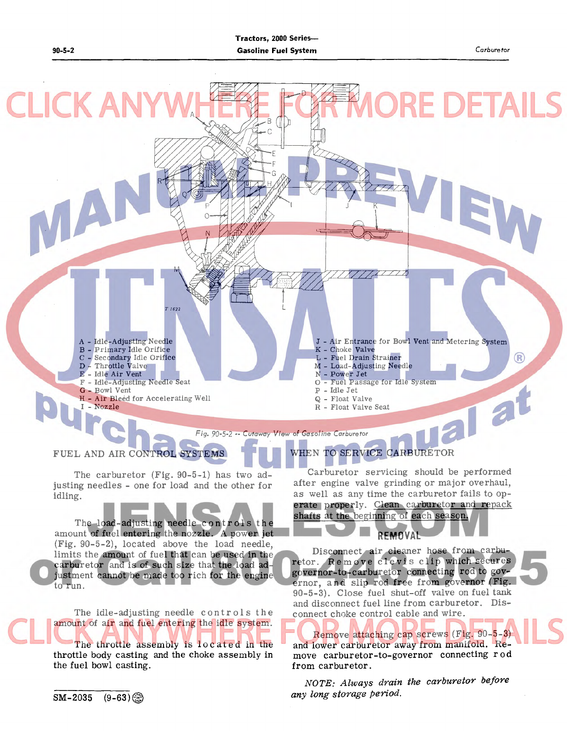A - Idle-Adjusting Needle
B - Primary Idle Orifice
C - Secondary Idle Orifice
D - Throttle Valve
E - Idle Air Vent
F - Idle-Adjusting Needle Seat
G - Bowl Vent
H - Air Bleed for Accelerating Well
I - Nozzle
J - Air Entrance for Bowl Vent and Metering System
K - Choke Valve
L - Fuel Drain Strainer
M - Load-Adjusting Needle
N - Power Jet
O - Fuel Passage for Idle System
P - Idle Jet
Q - Float Valve
R - Float Valve Seat

*Fig. 90-5-2 -- Cutaway View of Gasoline Carburetor*

## FUEL AND AIR CONTROL SYSTEMS

The carburetor (Fig. 90-5-1) has two adjusting needles - one for load and the other for idling.

The load-adjusting needle controls the amount of fuel entering the nozzle. A power jet (Fig. 90-5-2), located above the load needle, limits the amount of fuel that can be used in the carburetor and is of such size that the load adjustment cannot be made too rich for the engine to run.

The idle-adjusting needle controls the amount of air and fuel entering the idle system.

The throttle assembly is located in the throttle body casting and the choke assembly in the fuel bowl casting.

## WHEN TO SERVICE CARBURETOR

Carburetor servicing should be performed after engine valve grinding or major overhaul, as well as any time the carburetor fails to operate properly. Clean carburetor and repack shafts at the beginning of each season.

## REMOVAL

Disconnect air cleaner hose from carburetor. Remove clevis clip which secures governor-to-carburetor connecting rod to governor, and slip rod free from governor (Fig. 90-5-3). Close fuel shut-off valve on fuel tank and disconnect fuel line from carburetor. Disconnect choke control cable and wire.

Remove attaching cap screws (Fig. 90-5-3) and lower carburetor away from manifold. Remove carburetor-to-governor connecting rod from carburetor.

*NOTE: Always drain the carburetor before any long storage period.*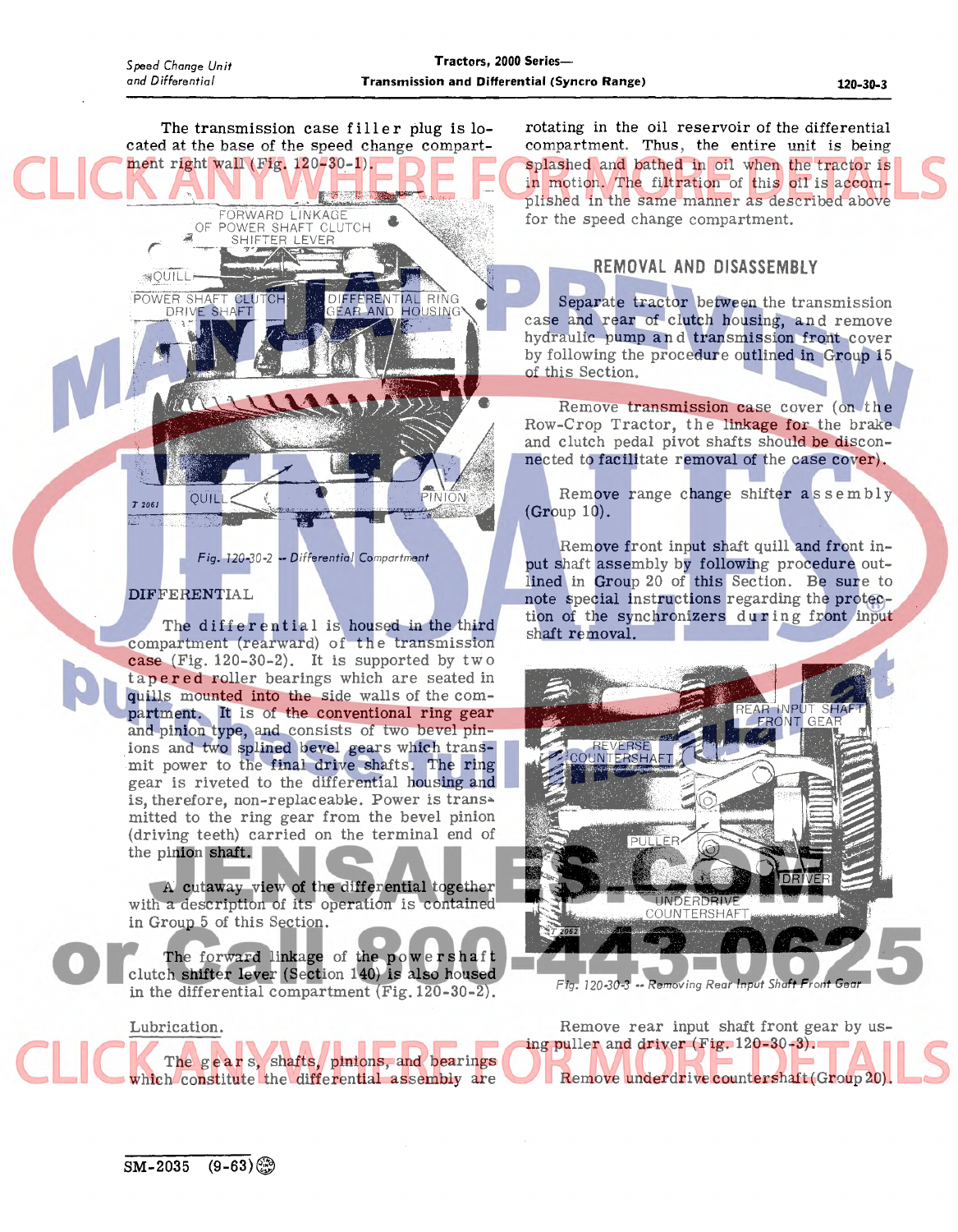The transmission case filler plug is located at the base of the speed change compartment right wall (Fig. 120-30-1).

Fig. 120-30-2 -- Differential Compartment

## DIFFERENTIAL

The differential is housed in the third compartment (rearward) of the transmission case (Fig. 120-30-2). It is supported by two tapered roller bearings which are seated in quills mounted into the side walls of the compartment. It is of the conventional ring gear and pinion type, and consists of two bevel pinions and two splined bevel gears which transmit power to the final drive shafts. The ring gear is riveted to the differential housing and is, therefore, non-replaceable. Power is transmitted to the ring gear from the bevel pinion (driving teeth) carried on the terminal end of the pinion shaft.

A cutaway view of the differential together with a description of its operation is contained in Group 5 of this Section.

The forward linkage of the powershaft clutch shifter lever (Section 140) is also housed in the differential compartment (Fig. 120-30-2).

### Lubrication.

The gears, shafts, pinions, and bearings which constitute the differential assembly are rotating in the oil reservoir of the differential compartment. Thus, the entire unit is being splashed and bathed in oil when the tractor is in motion. The filtration of this oil is accomplished in the same manner as described above for the speed change compartment.

## REMOVAL AND DISASSEMBLY

Separate tractor between the transmission case and rear of clutch housing, and remove hydraulic pump and transmission front cover by following the procedure outlined in Group 15 of this Section.

Remove transmission case cover (on the Row-Crop Tractor, the linkage for the brake and clutch pedal pivot shafts should be disconnected to facilitate removal of the case cover).

Remove range change shifter assembly (Group 10).

Remove front input shaft quill and front input shaft assembly by following procedure outlined in Group 20 of this Section. Be sure to note special instructions regarding the protection of the synchronizers during front input shaft removal.

Fig. 120-30-3 -- Removing Rear Input Shaft Front Gear

Remove rear input shaft front gear by using puller and driver (Fig. 120-30-3).

Remove underdrive countershaft (Group 20).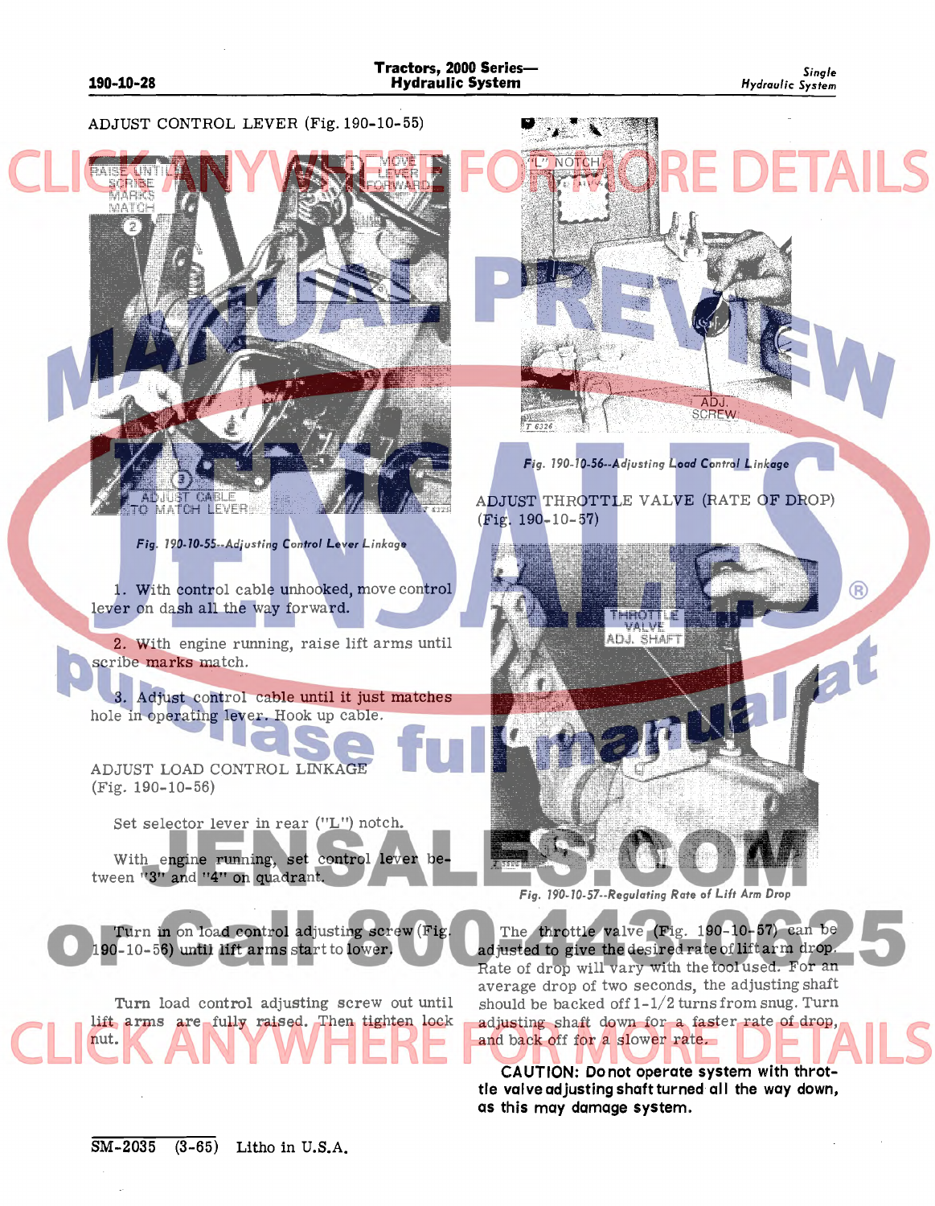## ADJUST CONTROL LEVER (Fig. 190-10-55)

Fig. 190-10-55--Adjusting Control Lever Linkage

1. With control cable unhooked, move control lever on dash all the way forward.

2. With engine running, raise lift arms until scribe marks match.

3. Adjust control cable until it just matches hole in operating lever. Hook up cable.

## ADJUST LOAD CONTROL LINKAGE (Fig. 190-10-56)

Set selector lever in rear ("L") notch.

With engine running, set control lever between "3" and "4" on quadrant.

Turn in on load control adjusting screw (Fig. 190-10-56) until lift arms start to lower.

Turn load control adjusting screw out until lift arms are fully raised. Then tighten lock nut.

Fig. 190-10-56--Adjusting Load Control Linkage

## ADJUST THROTTLE VALVE (RATE OF DROP) (Fig. 190-10-57)

Fig. 190-10-57--Regulating Rate of Lift Arm Drop

The throttle valve (Fig. 190-10-57) can be adjusted to give the desired rate of lift arm drop. Rate of drop will vary with the tool used. For an average drop of two seconds, the adjusting shaft should be backed off 1-1/2 turns from snug. Turn adjusting shaft down for a faster rate of drop, and back off for a slower rate.

**CAUTION: Do not operate system with throttle valve adjusting shaft turned all the way down, as this may damage system.**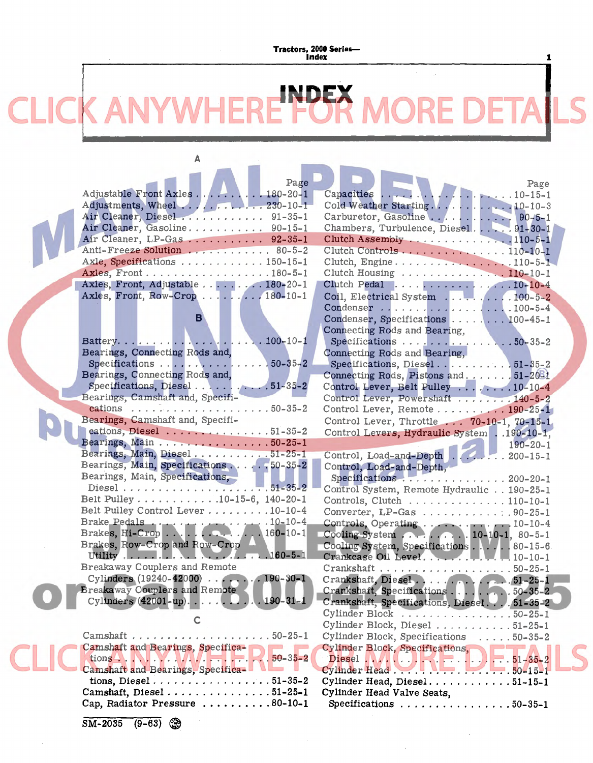# INDEX

## A

| | Page |
|---|---|
| Adjustable Front Axles | 180-20-1 |
| Adjustments, Wheel | 230-10-1 |
| Air Cleaner, Diesel | 91-35-1 |
| Air Cleaner, Gasoline | 90-15-1 |
| Air Cleaner, LP-Gas | 92-35-1 |
| Anti-Freeze Solution | 80-5-2 |
| Axle, Specifications | 150-15-1 |
| Axles, Front | 180-5-1 |
| Axles, Front, Adjustable | 180-20-1 |
| Axles, Front, Row-Crop | 180-10-1 |

## B

| | Page |
|---|---|
| Battery | 100-10-1 |
| Bearings, Connecting Rods and, Specifications | 50-35-2 |
| Bearings, Connecting Rods and, Specifications, Diesel | 51-35-2 |
| Bearings, Camshaft and, Specifications | 50-35-2 |
| Bearings, Camshaft and, Specifications, Diesel | 51-35-2 |
| Bearings, Main | 50-25-1 |
| Bearings, Main, Diesel | 51-25-1 |
| Bearings, Main, Specifications | 50-35-2 |
| Bearings, Main, Specifications, Diesel | 51-35-2 |
| Belt Pulley | 10-15-6, 140-20-1 |
| Belt Pulley Control Lever | 10-10-4 |
| Brake Pedals | 10-10-4 |
| Brakes, Hi-Crop | 160-10-1 |
| Brakes, Row-Crop and Row-Crop Utility | 160-5-1 |
| Breakaway Couplers and Remote Cylinders (19240-42000) | 190-30-1 |
| Breakaway Couplers and Remote Cylinders (42001-up) | 190-31-1 |

## C

| | Page |
|---|---|
| Camshaft | 50-25-1 |
| Camshaft and Bearings, Specifications | 50-35-2 |
| Camshaft and Bearings, Specifications, Diesel | 51-35-2 |
| Camshaft, Diesel | 51-25-1 |
| Cap, Radiator Pressure | 80-10-1 |
| Capacities | 10-15-1 |
| Cold Weather Starting | 10-10-3 |
| Carburetor, Gasoline | 90-5-1 |
| Chambers, Turbulence, Diesel | 91-30-1 |
| Clutch Assembly | 110-5-1 |
| Clutch Controls | 110-10-1 |
| Clutch, Engine | 110-5-1 |
| Clutch Housing | 110-10-1 |
| Clutch Pedal | 10-10-4 |
| Coil, Electrical System | 100-5-2 |
| Condenser | 100-5-4 |
| Condenser, Specifications | 100-45-1 |
| Connecting Rods and Bearing, Specifications | 50-35-2 |
| Connecting Rods and Bearing, Specifications, Diesel | 51-35-2 |
| Connecting Rods, Pistons and | 51-20-1 |
| Control Lever, Belt Pulley | 10-10-4 |
| Control Lever, Powershaft | 140-5-2 |
| Control Lever, Remote | 190-25-1 |
| Control Lever, Throttle | 70-10-1, 70-15-1 |
| Control Levers, Hydraulic System | 190-10-1, 190-20-1 |
| Control, Load-and-Depth | 200-15-1 |
| Control, Load-and-Depth, Specifications | 200-20-1 |
| Control System, Remote Hydraulic | 190-25-1 |
| Controls, Clutch | 110-10-1 |
| Converter, LP-Gas | 90-25-1 |
| Controls, Operating | 10-10-4 |
| Cooling System | 10-10-1, 80-5-1 |
| Cooling System, Specifications | 80-15-6 |
| Crankcase Oil Level | 10-10-1 |
| Crankshaft | 50-25-1 |
| Crankshaft, Diesel | 51-25-1 |
| Crankshaft, Specifications | 50-35-2 |
| Crankshaft, Specifications, Diesel | 51-35-2 |
| Cylinder Block | 50-25-1 |
| Cylinder Block, Diesel | 51-25-1 |
| Cylinder Block, Specifications | 50-35-2 |
| Cylinder Block, Specifications, Diesel | 51-35-2 |
| Cylinder Head | 50-15-1 |
| Cylinder Head, Diesel | 51-15-1 |
| Cylinder Head Valve Seats, Specifications | 50-35-1 |

SM-2035 (9-63)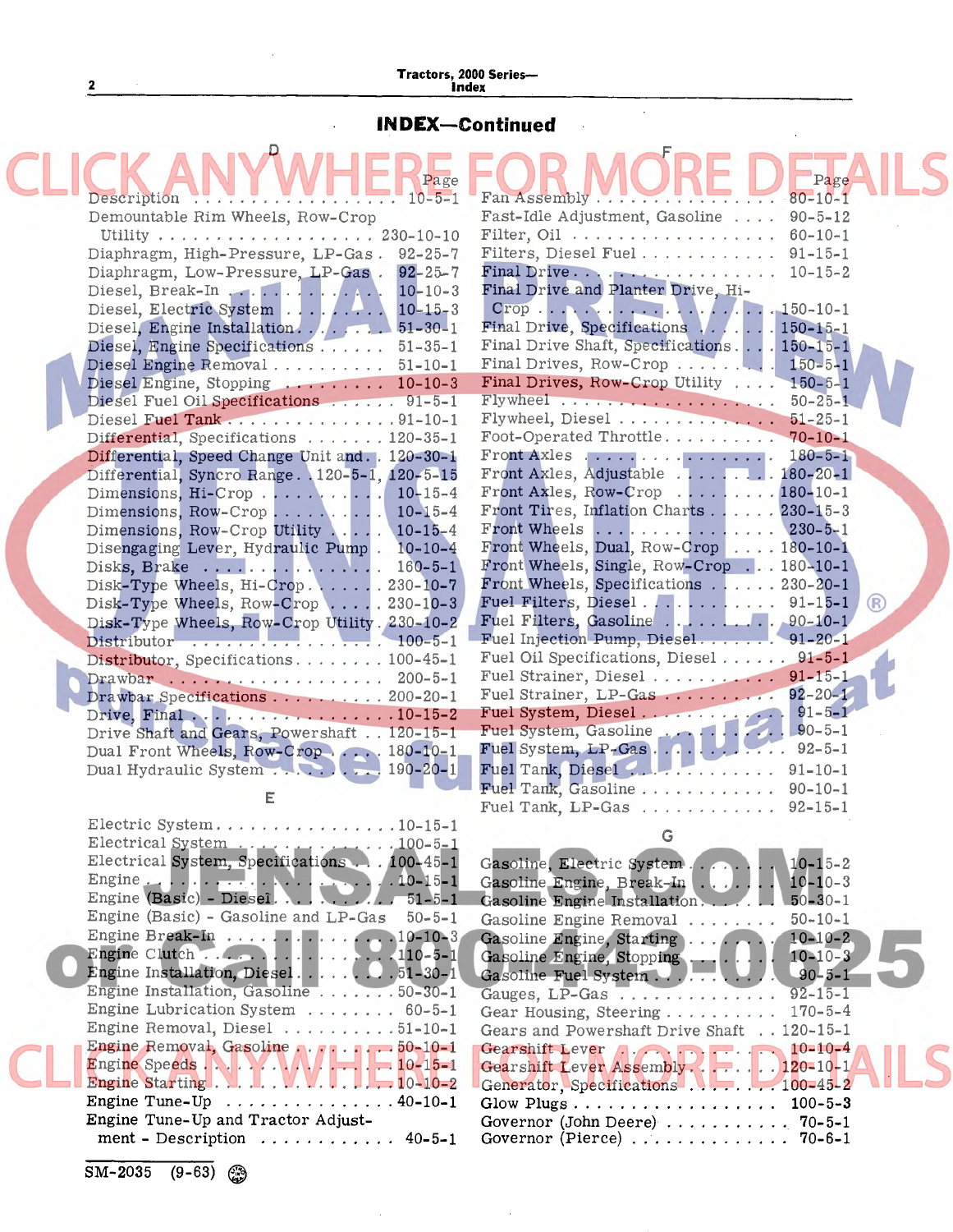# INDEX—Continued

## D

| | Page |
|---|---|
| Description | 10-5-1 |
| Demountable Rim Wheels, Row-Crop Utility | 230-10-10 |
| Diaphragm, High-Pressure, LP-Gas | 92-25-7 |
| Diaphragm, Low-Pressure, LP-Gas | 92-25-7 |
| Diesel, Break-In | 10-10-3 |
| Diesel, Electric System | 10-15-3 |
| Diesel, Engine Installation | 51-30-1 |
| Diesel, Engine Specifications | 51-35-1 |
| Diesel Engine Removal | 51-10-1 |
| Diesel Engine, Stopping | 10-10-3 |
| Diesel Fuel Oil Specifications | 91-5-1 |
| Diesel Fuel Tank | 91-10-1 |
| Differential, Specifications | 120-35-1 |
| Differential, Speed Change Unit and | 120-30-1 |
| Differential, Syncro Range | 120-5-1, 120-5-15 |
| Dimensions, Hi-Crop | 10-15-4 |
| Dimensions, Row-Crop | 10-15-4 |
| Dimensions, Row-Crop Utility | 10-15-4 |
| Disengaging Lever, Hydraulic Pump | 10-10-4 |
| Disks, Brake | 160-5-1 |
| Disk-Type Wheels, Hi-Crop | 230-10-7 |
| Disk-Type Wheels, Row-Crop | 230-10-3 |
| Disk-Type Wheels, Row-Crop Utility | 230-10-2 |
| Distributor | 100-5-1 |
| Distributor, Specifications | 100-45-1 |
| Drawbar | 200-5-1 |
| Drawbar Specifications | 200-20-1 |
| Drive, Final | 10-15-2 |
| Drive Shaft and Gears, Powershaft | 120-15-1 |
| Dual Front Wheels, Row-Crop | 180-10-1 |
| Dual Hydraulic System | 190-20-1 |

## E

| | Page |
|---|---|
| Electric System | 10-15-1 |
| Electrical System | 100-5-1 |
| Electrical System, Specifications | 100-45-1 |
| Engine | 10-15-1 |
| Engine (Basic) - Diesel | 51-5-1 |
| Engine (Basic) - Gasoline and LP-Gas | 50-5-1 |
| Engine Break-In | 10-10-3 |
| Engine Clutch | 110-5-1 |
| Engine Installation, Diesel | 51-30-1 |
| Engine Installation, Gasoline | 50-30-1 |
| Engine Lubrication System | 60-5-1 |
| Engine Removal, Diesel | 51-10-1 |
| Engine Removal, Gasoline | 50-10-1 |
| Engine Speeds | 10-15-1 |
| Engine Starting | 10-10-2 |
| Engine Tune-Up | 40-10-1 |
| Engine Tune-Up and Tractor Adjustment - Description | 40-5-1 |

## F

| | Page |
|---|---|
| Fan Assembly | 80-10-1 |
| Fast-Idle Adjustment, Gasoline | 90-5-12 |
| Filter, Oil | 60-10-1 |
| Filters, Diesel Fuel | 91-15-1 |
| Final Drive | 10-15-2 |
| Final Drive and Planter Drive, Hi-Crop | 150-10-1 |
| Final Drive, Specifications | 150-15-1 |
| Final Drive Shaft, Specifications | 150-15-1 |
| Final Drives, Row-Crop | 150-5-1 |
| Final Drives, Row-Crop Utility | 150-5-1 |
| Flywheel | 50-25-1 |
| Flywheel, Diesel | 51-25-1 |
| Foot-Operated Throttle | 70-10-1 |
| Front Axles | 180-5-1 |
| Front Axles, Adjustable | 180-20-1 |
| Front Axles, Row-Crop | 180-10-1 |
| Front Tires, Inflation Charts | 230-15-3 |
| Front Wheels | 230-5-1 |
| Front Wheels, Dual, Row-Crop | 180-10-1 |
| Front Wheels, Single, Row-Crop | 180-10-1 |
| Front Wheels, Specifications | 230-20-1 |
| Fuel Filters, Diesel | 91-15-1 |
| Fuel Filters, Gasoline | 90-10-1 |
| Fuel Injection Pump, Diesel | 91-20-1 |
| Fuel Oil Specifications, Diesel | 91-5-1 |
| Fuel Strainer, Diesel | 91-15-1 |
| Fuel Strainer, LP-Gas | 92-20-1 |
| Fuel System, Diesel | 91-5-1 |
| Fuel System, Gasoline | 90-5-1 |
| Fuel System, LP-Gas | 92-5-1 |
| Fuel Tank, Diesel | 91-10-1 |
| Fuel Tank, Gasoline | 90-10-1 |
| Fuel Tank, LP-Gas | 92-15-1 |

## G

| | Page |
|---|---|
| Gasoline, Electric System | 10-15-2 |
| Gasoline Engine, Break-In | 10-10-3 |
| Gasoline Engine Installation | 50-30-1 |
| Gasoline Engine Removal | 50-10-1 |
| Gasoline Engine, Starting | 10-10-2 |
| Gasoline Engine, Stopping | 10-10-3 |
| Gasoline Fuel System | 90-5-1 |
| Gauges, LP-Gas | 92-15-1 |
| Gear Housing, Steering | 170-5-4 |
| Gears and Powershaft Drive Shaft | 120-15-1 |
| Gearshift Lever | 10-10-4 |
| Gearshift Lever Assembly | 120-10-1 |
| Generator, Specifications | 100-45-2 |
| Glow Plugs | 100-5-3 |
| Governor (John Deere) | 70-5-1 |
| Governor (Pierce) | 70-6-1 |

SM-2035 (9-63)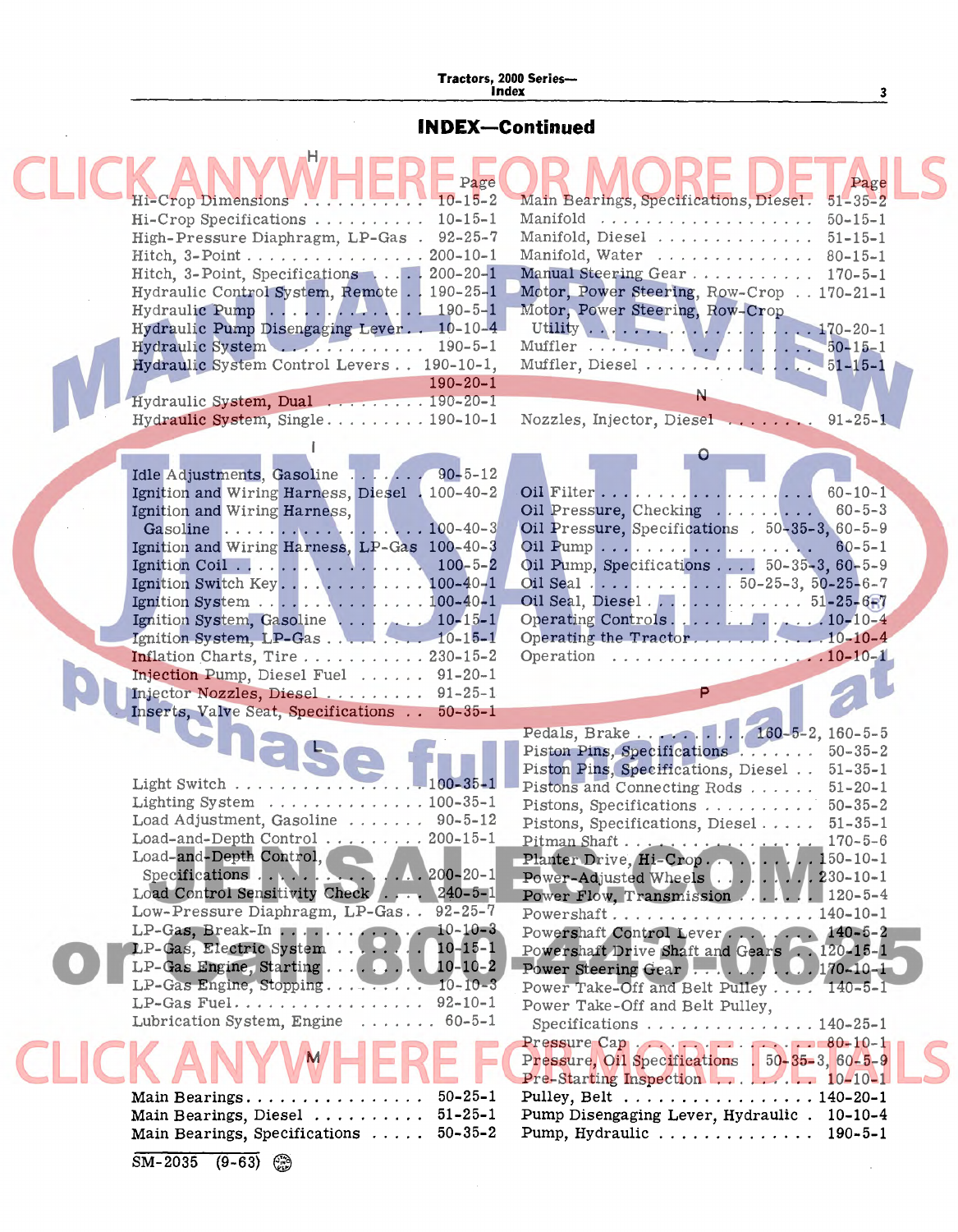# INDEX—Continued

## H

| | Page |
|---|---|
| Hi-Crop Dimensions | 10-15-2 |
| Hi-Crop Specifications | 10-15-1 |
| High-Pressure Diaphragm, LP-Gas | 92-25-7 |
| Hitch, 3-Point | 200-10-1 |
| Hitch, 3-Point, Specifications | 200-20-1 |
| Hydraulic Control System, Remote | 190-25-1 |
| Hydraulic Pump | 190-5-1 |
| Hydraulic Pump Disengaging Lever | 10-10-4 |
| Hydraulic System | 190-5-1 |
| Hydraulic System Control Levers | 190-10-1, 190-20-1 |
| Hydraulic System, Dual | 190-20-1 |
| Hydraulic System, Single | 190-10-1 |

## I

| | Page |
|---|---|
| Idle Adjustments, Gasoline | 90-5-12 |
| Ignition and Wiring Harness, Diesel | 100-40-2 |
| Ignition and Wiring Harness, Gasoline | 100-40-3 |
| Ignition and Wiring Harness, LP-Gas | 100-40-3 |
| Ignition Coil | 100-5-2 |
| Ignition Switch Key | 100-40-1 |
| Ignition System | 100-40-1 |
| Ignition System, Gasoline | 10-15-1 |
| Ignition System, LP-Gas | 10-15-1 |
| Inflation Charts, Tire | 230-15-2 |
| Injection Pump, Diesel Fuel | 91-20-1 |
| Injector Nozzles, Diesel | 91-25-1 |
| Inserts, Valve Seat, Specifications | 50-35-1 |

## L

| | Page |
|---|---|
| Light Switch | 100-35-1 |
| Lighting System | 100-35-1 |
| Load Adjustment, Gasoline | 90-5-12 |
| Load-and-Depth Control | 200-15-1 |
| Load-and-Depth Control, Specifications | 200-20-1 |
| Load Control Sensitivity Check | 240-5-1 |
| Low-Pressure Diaphragm, LP-Gas | 92-25-7 |
| LP-Gas, Break-In | 10-10-3 |
| LP-Gas, Electric System | 10-15-1 |
| LP-Gas Engine, Starting | 10-10-2 |
| LP-Gas Engine, Stopping | 10-10-3 |
| LP-Gas Fuel | 92-10-1 |
| Lubrication System, Engine | 60-5-1 |

## M

| | Page |
|---|---|
| Main Bearings | 50-25-1 |
| Main Bearings, Diesel | 51-25-1 |
| Main Bearings, Specifications | 50-35-2 |
| Main Bearings, Specifications, Diesel | 51-35-2 |
| Manifold | 50-15-1 |
| Manifold, Diesel | 51-15-1 |
| Manifold, Water | 80-15-1 |
| Manual Steering Gear | 170-5-1 |
| Motor, Power Steering, Row-Crop | 170-21-1 |
| Motor, Power Steering, Row-Crop Utility | 170-20-1 |
| Muffler | 50-15-1 |
| Muffler, Diesel | 51-15-1 |

## N

| | Page |
|---|---|
| Nozzles, Injector, Diesel | 91-25-1 |

## O

| | Page |
|---|---|
| Oil Filter | 60-10-1 |
| Oil Pressure, Checking | 60-5-3 |
| Oil Pressure, Specifications | 50-35-3, 60-5-9 |
| Oil Pump | 60-5-1 |
| Oil Pump, Specifications | 50-35-3, 60-5-9 |
| Oil Seal | 50-25-3, 50-25-6-7 |
| Oil Seal, Diesel | 51-25-6-7 |
| Operating Controls | 10-10-4 |
| Operating the Tractor | 10-10-4 |
| Operation | 10-10-1 |

## P

| | Page |
|---|---|
| Pedals, Brake | 160-5-2, 160-5-5 |
| Piston Pins, Specifications | 50-35-2 |
| Piston Pins, Specifications, Diesel | 51-35-1 |
| Pistons and Connecting Rods | 51-20-1 |
| Pistons, Specifications | 50-35-2 |
| Pistons, Specifications, Diesel | 51-35-1 |
| Pitman Shaft | 170-5-6 |
| Planter Drive, Hi-Crop | 150-10-1 |
| Power-Adjusted Wheels | 230-10-1 |
| Power Flow, Transmission | 120-5-4 |
| Powershaft | 140-10-1 |
| Powershaft Control Lever | 140-5-2 |
| Powershaft Drive Shaft and Gears | 120-15-1 |
| Power Steering Gear | 170-10-1 |
| Power Take-Off and Belt Pulley | 140-5-1 |
| Power Take-Off and Belt Pulley, Specifications | 140-25-1 |
| Pressure Cap | 80-10-1 |
| Pressure, Oil Specifications | 50-35-3, 60-5-9 |
| Pre-Starting Inspection | 10-10-1 |
| Pulley, Belt | 140-20-1 |
| Pump Disengaging Lever, Hydraulic | 10-10-4 |
| Pump, Hydraulic | 190-5-1 |

SM-2035 (9-63)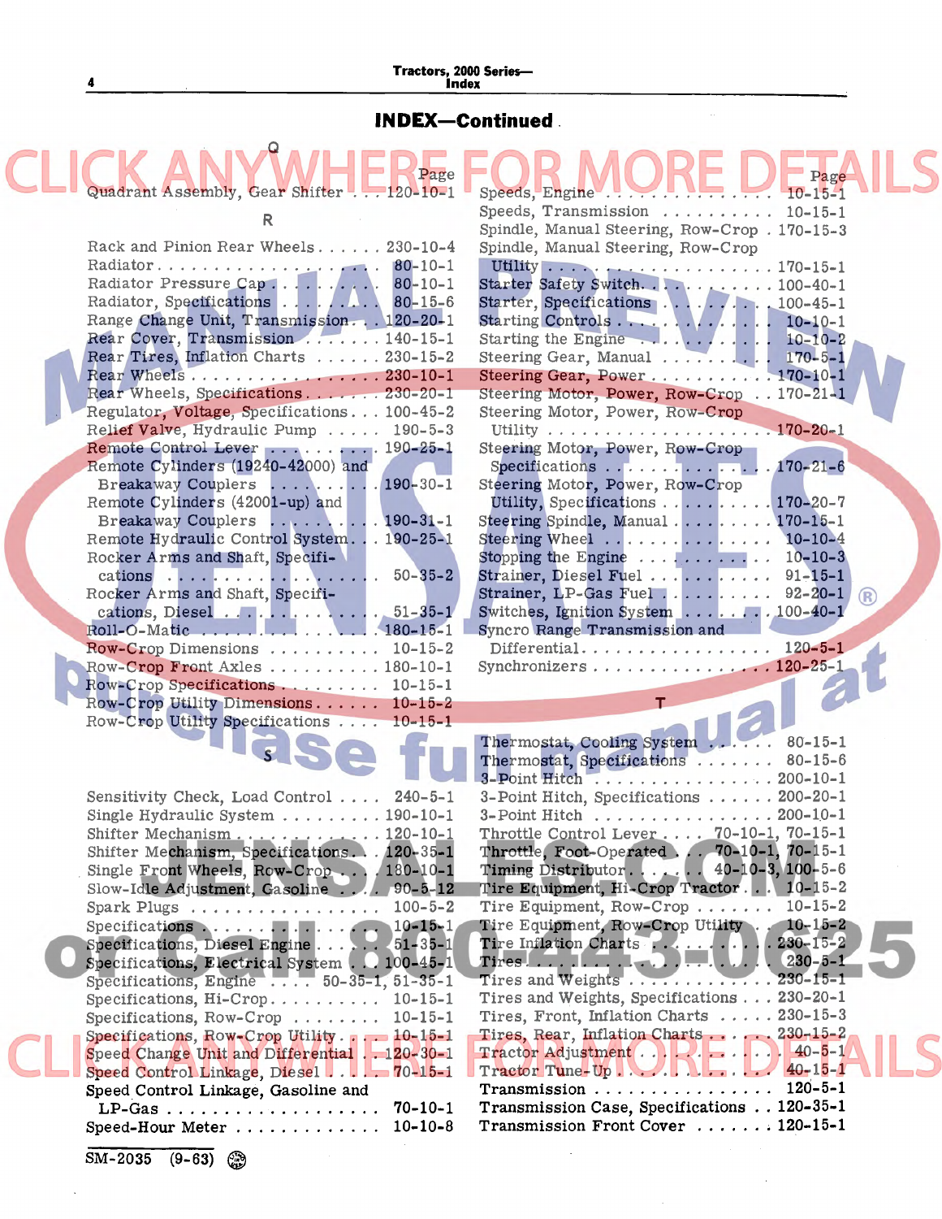# INDEX—Continued

## Q

| | Page |
|---|---|
| Quadrant Assembly, Gear Shifter | 120-10-1 |

## R

| | Page |
|---|---|
| Rack and Pinion Rear Wheels | 230-10-4 |
| Radiator | 80-10-1 |
| Radiator Pressure Cap | 80-10-1 |
| Radiator, Specifications | 80-15-6 |
| Range Change Unit, Transmission | 120-20-1 |
| Rear Cover, Transmission | 140-15-1 |
| Rear Tires, Inflation Charts | 230-15-2 |
| Rear Wheels | 230-10-1 |
| Rear Wheels, Specifications | 230-20-1 |
| Regulator, Voltage, Specifications | 100-45-2 |
| Relief Valve, Hydraulic Pump | 190-5-3 |
| Remote Control Lever | 190-25-1 |
| Remote Cylinders (19240-42000) and Breakaway Couplers | 190-30-1 |
| Remote Cylinders (42001-up) and Breakaway Couplers | 190-31-1 |
| Remote Hydraulic Control System | 190-25-1 |
| Rocker Arms and Shaft, Specifications | 50-35-2 |
| Rocker Arms and Shaft, Specifications, Diesel | 51-35-1 |
| Roll-O-Matic | 180-15-1 |
| Row-Crop Dimensions | 10-15-2 |
| Row-Crop Front Axles | 180-10-1 |
| Row-Crop Specifications | 10-15-1 |
| Row-Crop Utility Dimensions | 10-15-2 |
| Row-Crop Utility Specifications | 10-15-1 |

## S

| | Page |
|---|---|
| Sensitivity Check, Load Control | 240-5-1 |
| Single Hydraulic System | 190-10-1 |
| Shifter Mechanism | 120-10-1 |
| Shifter Mechanism, Specifications | 120-35-1 |
| Single Front Wheels, Row-Crop | 180-10-1 |
| Slow-Idle Adjustment, Gasoline | 90-5-12 |
| Spark Plugs | 100-5-2 |
| Specifications | 10-15-1 |
| Specifications, Diesel Engine | 51-35-1 |
| Specifications, Electrical System | 100-45-1 |
| Specifications, Engine | 50-35-1, 51-35-1 |
| Specifications, Hi-Crop | 10-15-1 |
| Specifications, Row-Crop | 10-15-1 |
| Specifications, Row-Crop Utility | 10-15-1 |
| Speed Change Unit and Differential | 120-30-1 |
| Speed Control Linkage, Diesel | 70-15-1 |
| Speed Control Linkage, Gasoline and LP-Gas | 70-10-1 |
| Speed-Hour Meter | 10-10-8 |
| Speeds, Engine | 10-15-1 |
| Speeds, Transmission | 10-15-1 |
| Spindle, Manual Steering, Row-Crop | 170-15-3 |
| Spindle, Manual Steering, Row-Crop Utility | 170-15-1 |
| Starter Safety Switch | 100-40-1 |
| Starter, Specifications | 100-45-1 |
| Starting Controls | 10-10-1 |
| Starting the Engine | 10-10-2 |
| Steering Gear, Manual | 170-5-1 |
| Steering Gear, Power | 170-10-1 |
| Steering Motor, Power, Row-Crop | 170-21-1 |
| Steering Motor, Power, Row-Crop Utility | 170-20-1 |
| Steering Motor, Power, Row-Crop Specifications | 170-21-6 |
| Steering Motor, Power, Row-Crop Utility, Specifications | 170-20-7 |
| Steering Spindle, Manual | 170-15-1 |
| Steering Wheel | 10-10-4 |
| Stopping the Engine | 10-10-3 |
| Strainer, Diesel Fuel | 91-15-1 |
| Strainer, LP-Gas Fuel | 92-20-1 |
| Switches, Ignition System | 100-40-1 |
| Syncro Range Transmission and Differential | 120-5-1 |
| Synchronizers | 120-25-1 |

## T

| | Page |
|---|---|
| Thermostat, Cooling System | 80-15-1 |
| Thermostat, Specifications | 80-15-6 |
| 3-Point Hitch | 200-10-1 |
| 3-Point Hitch, Specifications | 200-20-1 |
| 3-Point Hitch | 200-10-1 |
| Throttle Control Lever | 70-10-1, 70-15-1 |
| Throttle, Foot-Operated | 70-10-1, 70-15-1 |
| Timing Distributor | 40-10-3, 100-5-6 |
| Tire Equipment, Hi-Crop Tractor | 10-15-2 |
| Tire Equipment, Row-Crop | 10-15-2 |
| Tire Equipment, Row-Crop Utility | 10-15-2 |
| Tire Inflation Charts | 230-15-2 |
| Tires | 230-5-1 |
| Tires and Weights | 230-15-1 |
| Tires and Weights, Specifications | 230-20-1 |
| Tires, Front, Inflation Charts | 230-15-3 |
| Tires, Rear, Inflation Charts | 230-15-2 |
| Tractor Adjustment | 40-5-1 |
| Tractor Tune-Up | 40-15-1 |
| Transmission | 120-5-1 |
| Transmission Case, Specifications | 120-35-1 |
| Transmission Front Cover | 120-15-1 |

SM-2035 (9-63)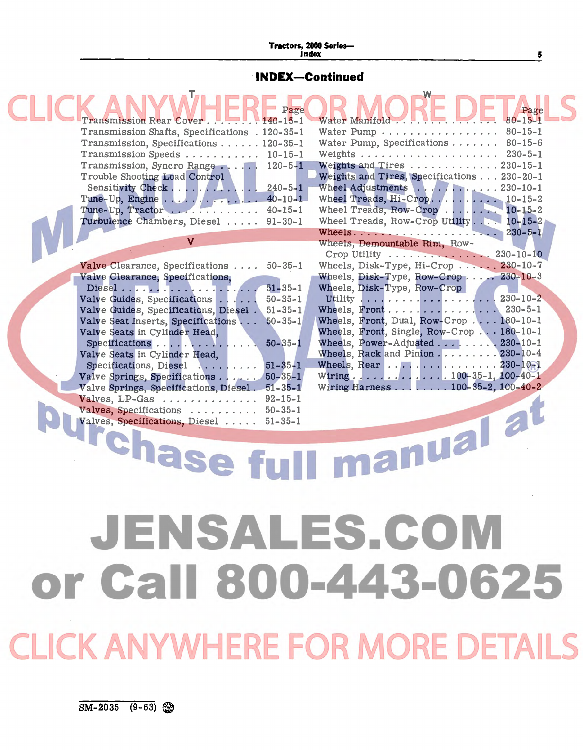# INDEX—Continued

## T

| | Page |
|---|---|
| Transmission Rear Cover | 140-15-1 |
| Transmission Shafts, Specifications | 120-35-1 |
| Transmission, Specifications | 120-35-1 |
| Transmission Speeds | 10-15-1 |
| Transmission, Syncro Range | 120-5-1 |
| Trouble Shooting Load Control Sensitivity Check | 240-5-1 |
| Tune-Up, Engine | 40-10-1 |
| Tune-Up, Tractor | 40-15-1 |
| Turbulence Chambers, Diesel | 91-30-1 |

## V

| | Page |
|---|---|
| Valve Clearance, Specifications | 50-35-1 |
| Valve Clearance, Specifications, Diesel | 51-35-1 |
| Valve Guides, Specifications | 50-35-1 |
| Valve Guides, Specifications, Diesel | 51-35-1 |
| Valve Seat Inserts, Specifications | 50-35-1 |
| Valve Seats in Cylinder Head, Specifications | 50-35-1 |
| Valve Seats in Cylinder Head, Specifications, Diesel | 51-35-1 |
| Valve Springs, Specifications | 50-35-1 |
| Valve Springs, Specifications, Diesel | 51-35-1 |
| Valves, LP-Gas | 92-15-1 |
| Valves, Specifications | 50-35-1 |
| Valves, Specifications, Diesel | 51-35-1 |

## W

| | Page |
|---|---|
| Water Manifold | 80-15-1 |
| Water Pump | 80-15-1 |
| Water Pump, Specifications | 80-15-6 |
| Weights | 230-5-1 |
| Weights and Tires | 230-15-1 |
| Weights and Tires, Specifications | 230-20-1 |
| Wheel Adjustments | 230-10-1 |
| Wheel Treads, Hi-Crop | 10-15-2 |
| Wheel Treads, Row-Crop | 10-15-2 |
| Wheel Treads, Row-Crop Utility | 10-15-2 |
| Wheels | 230-5-1 |
| Wheels, Demountable Rim, Row-Crop Utility | 230-10-10 |
| Wheels, Disk-Type, Hi-Crop | 230-10-7 |
| Wheels, Disk-Type, Row-Crop | 230-10-3 |
| Wheels, Disk-Type, Row-Crop Utility | 230-10-2 |
| Wheels, Front | 230-5-1 |
| Wheels, Front, Dual, Row-Crop | 180-10-1 |
| Wheels, Front, Single, Row-Crop | 180-10-1 |
| Wheels, Power-Adjusted | 230-10-1 |
| Wheels, Rack and Pinion | 230-10-4 |
| Wheels, Rear | 230-10-1 |
| Wiring | 100-35-1, 100-40-1 |
| Wiring Harness | 100-35-2, 100-40-2 |

SM-2035 (9-63)